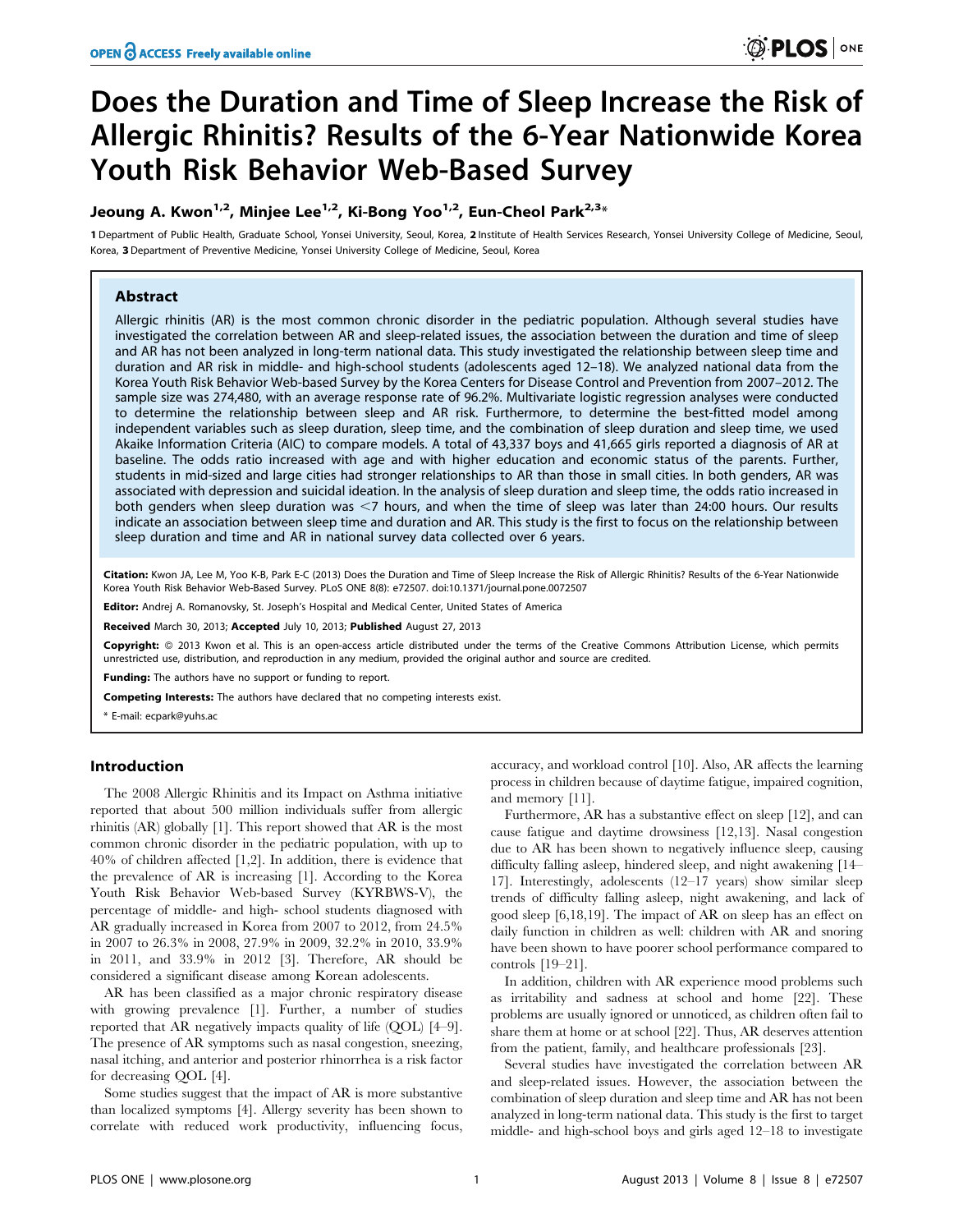# Does the Duration and Time of Sleep Increase the Risk of Allergic Rhinitis? Results of the 6-Year Nationwide Korea Youth Risk Behavior Web-Based Survey

**Jeoung A. Kwon[1,2], Minjee Lee[1,2], Ki-Bong Yoo[1,2], Eun-Cheol Park[2,3]***

**1** Department of Public Health, Graduate School, Yonsei University, Seoul, Korea, **2** Institute of Health Services Research, Yonsei University College of Medicine, Seoul, Korea, **3** Department of Preventive Medicine, Yonsei University College of Medicine, Seoul, Korea

## Abstract

Allergic rhinitis (AR) is the most common chronic disorder in the pediatric population. Although several studies have investigated the correlation between AR and sleep-related issues, the association between the duration and time of sleep and AR has not been analyzed in long-term national data. This study investigated the relationship between sleep time and duration and AR risk in middle- and high-school students (adolescents aged 12–18). We analyzed national data from the Korea Youth Risk Behavior Web-based Survey by the Korea Centers for Disease Control and Prevention from 2007–2012. The sample size was 274,480, with an average response rate of 96.2%. Multivariate logistic regression analyses were conducted to determine the relationship between sleep and AR risk. Furthermore, to determine the best-fitted model among independent variables such as sleep duration, sleep time, and the combination of sleep duration and sleep time, we used Akaike Information Criteria (AIC) to compare models. A total of 43,337 boys and 41,665 girls reported a diagnosis of AR at baseline. The odds ratio increased with age and with higher education and economic status of the parents. Further, students in mid-sized and large cities had stronger relationships to AR than those in small cities. In both genders, AR was associated with depression and suicidal ideation. In the analysis of sleep duration and sleep time, the odds ratio increased in both genders when sleep duration was <7 hours, and when the time of sleep was later than 24:00 hours. Our results indicate an association between sleep time and duration and AR. This study is the first to focus on the relationship between sleep duration and time and AR in national survey data collected over 6 years.

**Citation:** Kwon JA, Lee M, Yoo K-B, Park E-C (2013) Does the Duration and Time of Sleep Increase the Risk of Allergic Rhinitis? Results of the 6-Year Nationwide Korea Youth Risk Behavior Web-Based Survey. PLoS ONE 8(8): e72507. doi:10.1371/journal.pone.0072507

**Editor:** Andrej A. Romanovsky, St. Joseph's Hospital and Medical Center, United States of America

**Received** March 30, 2013; **Accepted** July 10, 2013; **Published** August 27, 2013

**Copyright:** © 2013 Kwon et al. This is an open-access article distributed under the terms of the Creative Commons Attribution License, which permits unrestricted use, distribution, and reproduction in any medium, provided the original author and source are credited.

**Funding:** The authors have no support or funding to report.

**Competing Interests:** The authors have declared that no competing interests exist.

* E-mail: ecpark@yuhs.ac

## Introduction

The 2008 Allergic Rhinitis and its Impact on Asthma initiative reported that about 500 million individuals suffer from allergic rhinitis (AR) globally [1]. This report showed that AR is the most common chronic disorder in the pediatric population, with up to 40% of children affected [1,2]. In addition, there is evidence that the prevalence of AR is increasing [1]. According to the Korea Youth Risk Behavior Web-based Survey (KYRBWS-V), the percentage of middle- and high- school students diagnosed with AR gradually increased in Korea from 2007 to 2012, from 24.5% in 2007 to 26.3% in 2008, 27.9% in 2009, 32.2% in 2010, 33.9% in 2011, and 33.9% in 2012 [3]. Therefore, AR should be considered a significant disease among Korean adolescents.

AR has been classified as a major chronic respiratory disease with growing prevalence [1]. Further, a number of studies reported that AR negatively impacts quality of life (QOL) [4–9]. The presence of AR symptoms such as nasal congestion, sneezing, nasal itching, and anterior and posterior rhinorrhea is a risk factor for decreasing QOL [4].

Some studies suggest that the impact of AR is more substantive than localized symptoms [4]. Allergy severity has been shown to correlate with reduced work productivity, influencing focus, accuracy, and workload control [10]. Also, AR affects the learning process in children because of daytime fatigue, impaired cognition, and memory [11].

Furthermore, AR has a substantive effect on sleep [12], and can cause fatigue and daytime drowsiness [12,13]. Nasal congestion due to AR has been shown to negatively influence sleep, causing difficulty falling asleep, hindered sleep, and night awakening [14–17]. Interestingly, adolescents (12–17 years) show similar sleep trends of difficulty falling asleep, night awakening, and lack of good sleep [6,18,19]. The impact of AR on sleep has an effect on daily function in children as well: children with AR and snoring have been shown to have poorer school performance compared to controls [19–21].

In addition, children with AR experience mood problems such as irritability and sadness at school and home [22]. These problems are usually ignored or unnoticed, as children often fail to share them at home or at school [22]. Thus, AR deserves attention from the patient, family, and healthcare professionals [23].

Several studies have investigated the correlation between AR and sleep-related issues. However, the association between the combination of sleep duration and sleep time and AR has not been analyzed in long-term national data. This study is the first to target middle- and high-school boys and girls aged 12–18 to investigate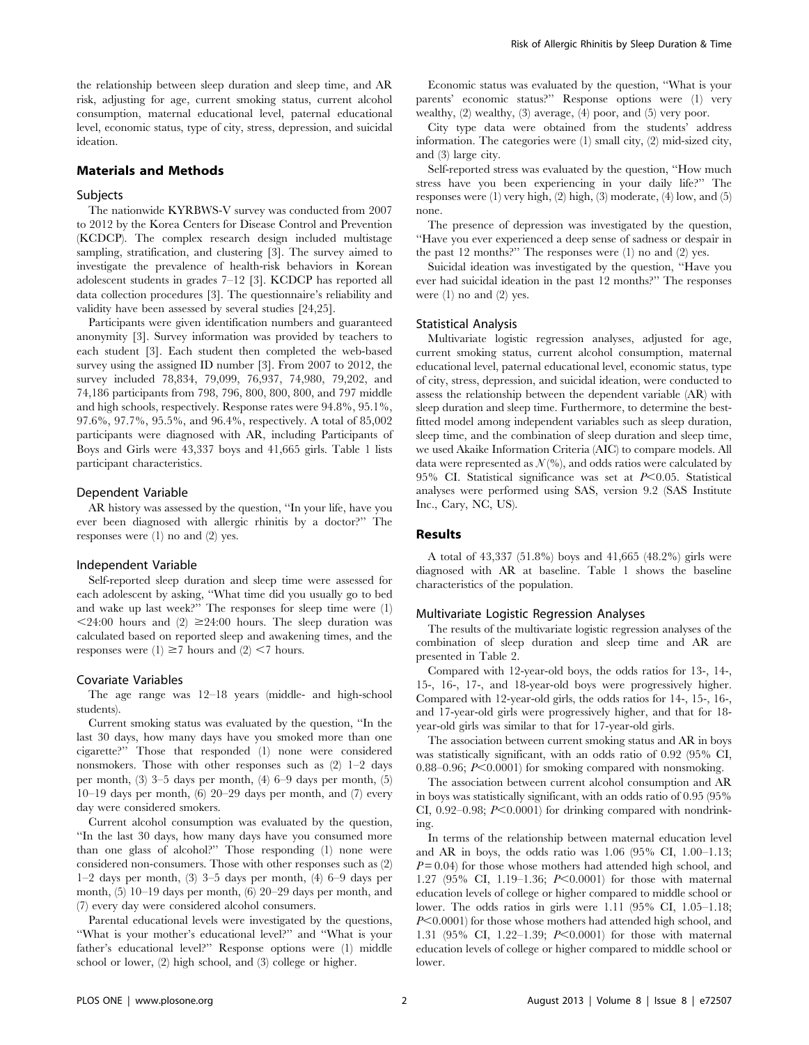the relationship between sleep duration and sleep time, and AR risk, adjusting for age, current smoking status, current alcohol consumption, maternal educational level, paternal educational level, economic status, type of city, stress, depression, and suicidal ideation.

## Materials and Methods

### Subjects

The nationwide KYRBWS-V survey was conducted from 2007 to 2012 by the Korea Centers for Disease Control and Prevention (KCDCP). The complex research design included multistage sampling, stratification, and clustering [3]. The survey aimed to investigate the prevalence of health-risk behaviors in Korean adolescent students in grades 7–12 [3]. KCDCP has reported all data collection procedures [3]. The questionnaire's reliability and validity have been assessed by several studies [24,25].

Participants were given identification numbers and guaranteed anonymity [3]. Survey information was provided by teachers to each student [3]. Each student then completed the web-based survey using the assigned ID number [3]. From 2007 to 2012, the survey included 78,834, 79,099, 76,937, 74,980, 79,202, and 74,186 participants from 798, 796, 800, 800, 800, and 797 middle and high schools, respectively. Response rates were 94.8%, 95.1%, 97.6%, 97.7%, 95.5%, and 96.4%, respectively. A total of 85,002 participants were diagnosed with AR, including Participants of Boys and Girls were 43,337 boys and 41,665 girls. Table 1 lists participant characteristics.

### Dependent Variable

AR history was assessed by the question, "In your life, have you ever been diagnosed with allergic rhinitis by a doctor?" The responses were (1) no and (2) yes.

### Independent Variable

Self-reported sleep duration and sleep time were assessed for each adolescent by asking, "What time did you usually go to bed and wake up last week?" The responses for sleep time were (1) <24:00 hours and (2) ≥24:00 hours. The sleep duration was calculated based on reported sleep and awakening times, and the responses were (1) ≥7 hours and (2) <7 hours.

### Covariate Variables

The age range was 12–18 years (middle- and high-school students).

Current smoking status was evaluated by the question, "In the last 30 days, how many days have you smoked more than one cigarette?" Those that responded (1) none were considered nonsmokers. Those with other responses such as (2) 1–2 days per month, (3) 3–5 days per month, (4) 6–9 days per month, (5) 10–19 days per month, (6) 20–29 days per month, and (7) every day were considered smokers.

Current alcohol consumption was evaluated by the question, "In the last 30 days, how many days have you consumed more than one glass of alcohol?" Those responding (1) none were considered non-consumers. Those with other responses such as (2) 1–2 days per month, (3) 3–5 days per month, (4) 6–9 days per month, (5) 10–19 days per month, (6) 20–29 days per month, and (7) every day were considered alcohol consumers.

Parental educational levels were investigated by the questions, "What is your mother's educational level?" and "What is your father's educational level?" Response options were (1) middle school or lower, (2) high school, and (3) college or higher.

Economic status was evaluated by the question, "What is your parents' economic status?" Response options were (1) very wealthy, (2) wealthy, (3) average, (4) poor, and (5) very poor.

City type data were obtained from the students' address information. The categories were (1) small city, (2) mid-sized city, and (3) large city.

Self-reported stress was evaluated by the question, "How much stress have you been experiencing in your daily life?" The responses were (1) very high, (2) high, (3) moderate, (4) low, and (5) none.

The presence of depression was investigated by the question, "Have you ever experienced a deep sense of sadness or despair in the past 12 months?" The responses were (1) no and (2) yes.

Suicidal ideation was investigated by the question, "Have you ever had suicidal ideation in the past 12 months?" The responses were (1) no and (2) yes.

### Statistical Analysis

Multivariate logistic regression analyses, adjusted for age, current smoking status, current alcohol consumption, maternal educational level, paternal educational level, economic status, type of city, stress, depression, and suicidal ideation, were conducted to assess the relationship between the dependent variable (AR) with sleep duration and sleep time. Furthermore, to determine the best-fitted model among independent variables such as sleep duration, sleep time, and the combination of sleep duration and sleep time, we used Akaike Information Criteria (AIC) to compare models. All data were represented as $N$(%), and odds ratios were calculated by 95% CI. Statistical significance was set at $P<0.05$. Statistical analyses were performed using SAS, version 9.2 (SAS Institute Inc., Cary, NC, US).

## Results

A total of 43,337 (51.8%) boys and 41,665 (48.2%) girls were diagnosed with AR at baseline. Table 1 shows the baseline characteristics of the population.

### Multivariate Logistic Regression Analyses

The results of the multivariate logistic regression analyses of the combination of sleep duration and sleep time and AR are presented in Table 2.

Compared with 12-year-old boys, the odds ratios for 13-, 14-, 15-, 16-, 17-, and 18-year-old boys were progressively higher. Compared with 12-year-old girls, the odds ratios for 14-, 15-, 16-, and 17-year-old girls were progressively higher, and that for 18-year-old girls was similar to that for 17-year-old girls.

The association between current smoking status and AR in boys was statistically significant, with an odds ratio of 0.92 (95% CI, 0.88–0.96; $P<0.0001$) for smoking compared with nonsmoking.

The association between current alcohol consumption and AR in boys was statistically significant, with an odds ratio of 0.95 (95% CI, 0.92–0.98; $P<0.0001$) for drinking compared with nondrinking.

In terms of the relationship between maternal education level and AR in boys, the odds ratio was 1.06 (95% CI, 1.00–1.13; $P=0.04$) for those whose mothers had attended high school, and 1.27 (95% CI, 1.19–1.36; $P<0.0001$) for those with maternal education levels of college or higher compared to middle school or lower. The odds ratios in girls were 1.11 (95% CI, 1.05–1.18; $P<0.0001$) for those whose mothers had attended high school, and 1.31 (95% CI, 1.22–1.39; $P<0.0001$) for those with maternal education levels of college or higher compared to middle school or lower.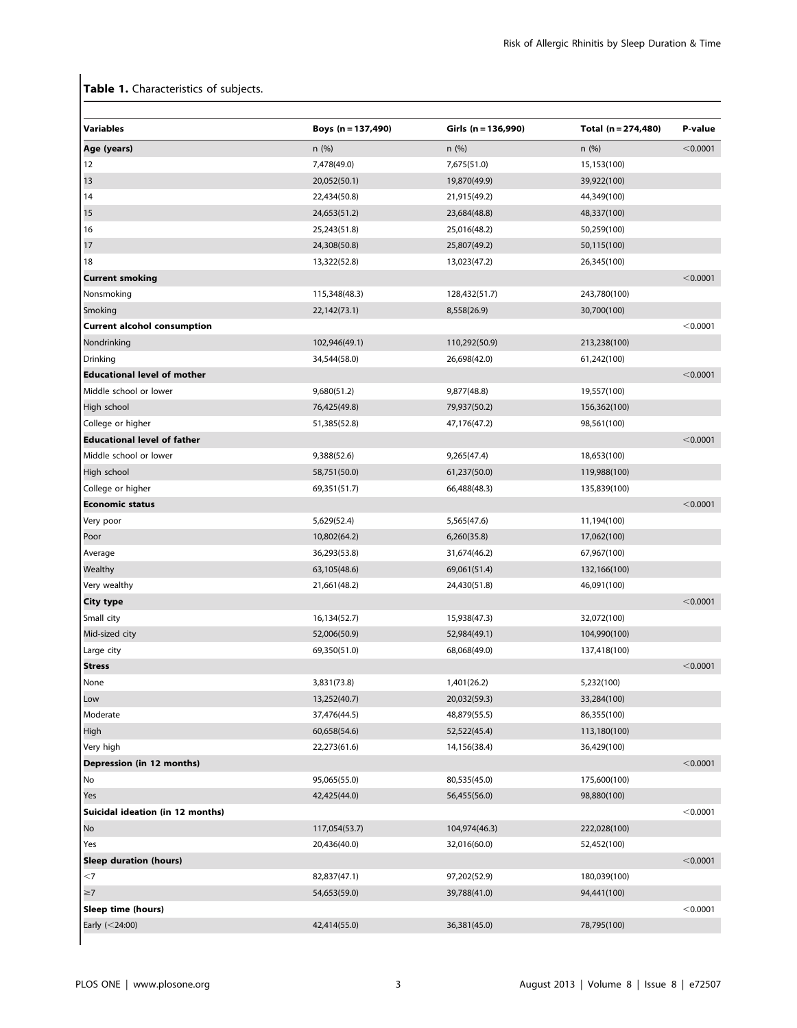**Table 1.** Characteristics of subjects.

| Variables | Boys (n = 137,490) | Girls (n = 136,990) | Total (n = 274,480) | P-value |
|---|---|---|---|---|
| **Age (years)** | n (%) | n (%) | n (%) | <0.0001 |
| 12 | 7,478(49.0) | 7,675(51.0) | 15,153(100) | |
| 13 | 20,052(50.1) | 19,870(49.9) | 39,922(100) | |
| 14 | 22,434(50.8) | 21,915(49.2) | 44,349(100) | |
| 15 | 24,653(51.2) | 23,684(48.8) | 48,337(100) | |
| 16 | 25,243(51.8) | 25,016(48.2) | 50,259(100) | |
| 17 | 24,308(50.8) | 25,807(49.2) | 50,115(100) | |
| 18 | 13,322(52.8) | 13,023(47.2) | 26,345(100) | |
| **Current smoking** | | | | <0.0001 |
| Nonsmoking | 115,348(48.3) | 128,432(51.7) | 243,780(100) | |
| Smoking | 22,142(73.1) | 8,558(26.9) | 30,700(100) | |
| **Current alcohol consumption** | | | | <0.0001 |
| Nondrinking | 102,946(49.1) | 110,292(50.9) | 213,238(100) | |
| Drinking | 34,544(58.0) | 26,698(42.0) | 61,242(100) | |
| **Educational level of mother** | | | | <0.0001 |
| Middle school or lower | 9,680(51.2) | 9,877(48.8) | 19,557(100) | |
| High school | 76,425(49.8) | 79,937(50.2) | 156,362(100) | |
| College or higher | 51,385(52.8) | 47,176(47.2) | 98,561(100) | |
| **Educational level of father** | | | | <0.0001 |
| Middle school or lower | 9,388(52.6) | 9,265(47.4) | 18,653(100) | |
| High school | 58,751(50.0) | 61,237(50.0) | 119,988(100) | |
| College or higher | 69,351(51.7) | 66,488(48.3) | 135,839(100) | |
| **Economic status** | | | | <0.0001 |
| Very poor | 5,629(52.4) | 5,565(47.6) | 11,194(100) | |
| Poor | 10,802(64.2) | 6,260(35.8) | 17,062(100) | |
| Average | 36,293(53.8) | 31,674(46.2) | 67,967(100) | |
| Wealthy | 63,105(48.6) | 69,061(51.4) | 132,166(100) | |
| Very wealthy | 21,661(48.2) | 24,430(51.8) | 46,091(100) | |
| **City type** | | | | <0.0001 |
| Small city | 16,134(52.7) | 15,938(47.3) | 32,072(100) | |
| Mid-sized city | 52,006(50.9) | 52,984(49.1) | 104,990(100) | |
| Large city | 69,350(51.0) | 68,068(49.0) | 137,418(100) | |
| **Stress** | | | | <0.0001 |
| None | 3,831(73.8) | 1,401(26.2) | 5,232(100) | |
| Low | 13,252(40.7) | 20,032(59.3) | 33,284(100) | |
| Moderate | 37,476(44.5) | 48,879(55.5) | 86,355(100) | |
| High | 60,658(54.6) | 52,522(45.4) | 113,180(100) | |
| Very high | 22,273(61.6) | 14,156(38.4) | 36,429(100) | |
| **Depression (in 12 months)** | | | | <0.0001 |
| No | 95,065(55.0) | 80,535(45.0) | 175,600(100) | |
| Yes | 42,425(44.0) | 56,455(56.0) | 98,880(100) | |
| **Suicidal ideation (in 12 months)** | | | | <0.0001 |
| No | 117,054(53.7) | 104,974(46.3) | 222,028(100) | |
| Yes | 20,436(40.0) | 32,016(60.0) | 52,452(100) | |
| **Sleep duration (hours)** | | | | <0.0001 |
| <7 | 82,837(47.1) | 97,202(52.9) | 180,039(100) | |
| ≥7 | 54,653(59.0) | 39,788(41.0) | 94,441(100) | |
| **Sleep time (hours)** | | | | <0.0001 |
| Early (<24:00) | 42,414(55.0) | 36,381(45.0) | 78,795(100) | |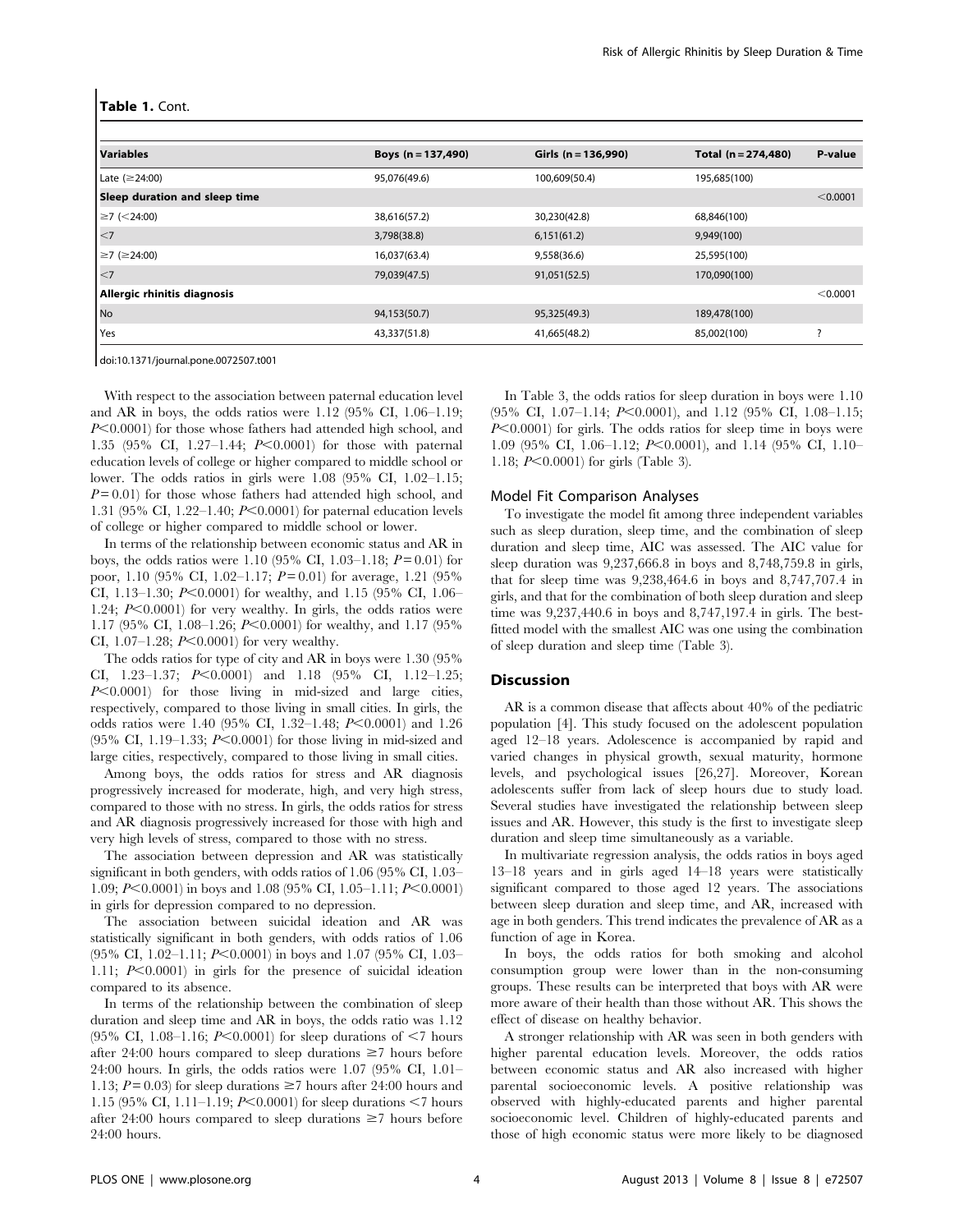**Table 1.** Cont.

| Variables | Boys (n = 137,490) | Girls (n = 136,990) | Total (n = 274,480) | P-value |
|---|---|---|---|---|
| Late (≥24:00) | 95,076(49.6) | 100,609(50.4) | 195,685(100) | |
| **Sleep duration and sleep time** | | | | <0.0001 |
| ≥7 (<24:00) | 38,616(57.2) | 30,230(42.8) | 68,846(100) | |
| <7 | 3,798(38.8) | 6,151(61.2) | 9,949(100) | |
| ≥7 (≥24:00) | 16,037(63.4) | 9,558(36.6) | 25,595(100) | |
| <7 | 79,039(47.5) | 91,051(52.5) | 170,090(100) | |
| **Allergic rhinitis diagnosis** | | | | <0.0001 |
| No | 94,153(50.7) | 95,325(49.3) | 189,478(100) | |
| Yes | 43,337(51.8) | 41,665(48.2) | 85,002(100) | ? |

doi:10.1371/journal.pone.0072507.t001

With respect to the association between paternal education level and AR in boys, the odds ratios were 1.12 (95% CI, 1.06–1.19; $P<0.0001$) for those whose fathers had attended high school, and 1.35 (95% CI, 1.27–1.44; $P<0.0001$) for those with paternal education levels of college or higher compared to middle school or lower. The odds ratios in girls were 1.08 (95% CI, 1.02–1.15; $P=0.01$) for those whose fathers had attended high school, and 1.31 (95% CI, 1.22–1.40; $P<0.0001$) for paternal education levels of college or higher compared to middle school or lower.

In terms of the relationship between economic status and AR in boys, the odds ratios were 1.10 (95% CI, 1.03–1.18; $P=0.01$) for poor, 1.10 (95% CI, 1.02–1.17; $P=0.01$) for average, 1.21 (95% CI, 1.13–1.30; $P<0.0001$) for wealthy, and 1.15 (95% CI, 1.06–1.24; $P<0.0001$) for very wealthy. In girls, the odds ratios were 1.17 (95% CI, 1.08–1.26; $P<0.0001$) for wealthy, and 1.17 (95% CI, 1.07–1.28; $P<0.0001$) for very wealthy.

The odds ratios for type of city and AR in boys were 1.30 (95% CI, 1.23–1.37; $P<0.0001$) and 1.18 (95% CI, 1.12–1.25; $P<0.0001$) for those living in mid-sized and large cities, respectively, compared to those living in small cities. In girls, the odds ratios were 1.40 (95% CI, 1.32–1.48; $P<0.0001$) and 1.26 (95% CI, 1.19–1.33; $P<0.0001$) for those living in mid-sized and large cities, respectively, compared to those living in small cities.

Among boys, the odds ratios for stress and AR diagnosis progressively increased for moderate, high, and very high stress, compared to those with no stress. In girls, the odds ratios for stress and AR diagnosis progressively increased for those with high and very high levels of stress, compared to those with no stress.

The association between depression and AR was statistically significant in both genders, with odds ratios of 1.06 (95% CI, 1.03–1.09; $P<0.0001$) in boys and 1.08 (95% CI, 1.05–1.11; $P<0.0001$) in girls for depression compared to no depression.

The association between suicidal ideation and AR was statistically significant in both genders, with odds ratios of 1.06 (95% CI, 1.02–1.11; $P<0.0001$) in boys and 1.07 (95% CI, 1.03–1.11; $P<0.0001$) in girls for the presence of suicidal ideation compared to its absence.

In terms of the relationship between the combination of sleep duration and sleep time and AR in boys, the odds ratio was 1.12 (95% CI, 1.08–1.16; $P<0.0001$) for sleep durations of <7 hours after 24:00 hours compared to sleep durations ≥7 hours before 24:00 hours. In girls, the odds ratios were 1.07 (95% CI, 1.01–1.13; $P=0.03$) for sleep durations ≥7 hours after 24:00 hours and 1.15 (95% CI, 1.11–1.19; $P<0.0001$) for sleep durations <7 hours after 24:00 hours compared to sleep durations ≥7 hours before 24:00 hours.

In Table 3, the odds ratios for sleep duration in boys were 1.10 (95% CI, 1.07–1.14; $P<0.0001$), and 1.12 (95% CI, 1.08–1.15; $P<0.0001$) for girls. The odds ratios for sleep time in boys were 1.09 (95% CI, 1.06–1.12; $P<0.0001$), and 1.14 (95% CI, 1.10–1.18; $P<0.0001$) for girls (Table 3).

### Model Fit Comparison Analyses

To investigate the model fit among three independent variables such as sleep duration, sleep time, and the combination of sleep duration and sleep time, AIC was assessed. The AIC value for sleep duration was 9,237,666.8 in boys and 8,748,759.8 in girls, that for sleep time was 9,238,464.6 in boys and 8,747,707.4 in girls, and that for the combination of both sleep duration and sleep time was 9,237,440.6 in boys and 8,747,197.4 in girls. The best-fitted model with the smallest AIC was one using the combination of sleep duration and sleep time (Table 3).

## Discussion

AR is a common disease that affects about 40% of the pediatric population [4]. This study focused on the adolescent population aged 12–18 years. Adolescence is accompanied by rapid and varied changes in physical growth, sexual maturity, hormone levels, and psychological issues [26,27]. Moreover, Korean adolescents suffer from lack of sleep hours due to study load. Several studies have investigated the relationship between sleep issues and AR. However, this study is the first to investigate sleep duration and sleep time simultaneously as a variable.

In multivariate regression analysis, the odds ratios in boys aged 13–18 years and in girls aged 14–18 years were statistically significant compared to those aged 12 years. The associations between sleep duration and sleep time, and AR, increased with age in both genders. This trend indicates the prevalence of AR as a function of age in Korea.

In boys, the odds ratios for both smoking and alcohol consumption group were lower than in the non-consuming groups. These results can be interpreted that boys with AR were more aware of their health than those without AR. This shows the effect of disease on healthy behavior.

A stronger relationship with AR was seen in both genders with higher parental education levels. Moreover, the odds ratios between economic status and AR also increased with higher parental socioeconomic levels. A positive relationship was observed with highly-educated parents and higher parental socioeconomic level. Children of highly-educated parents and those of high economic status were more likely to be diagnosed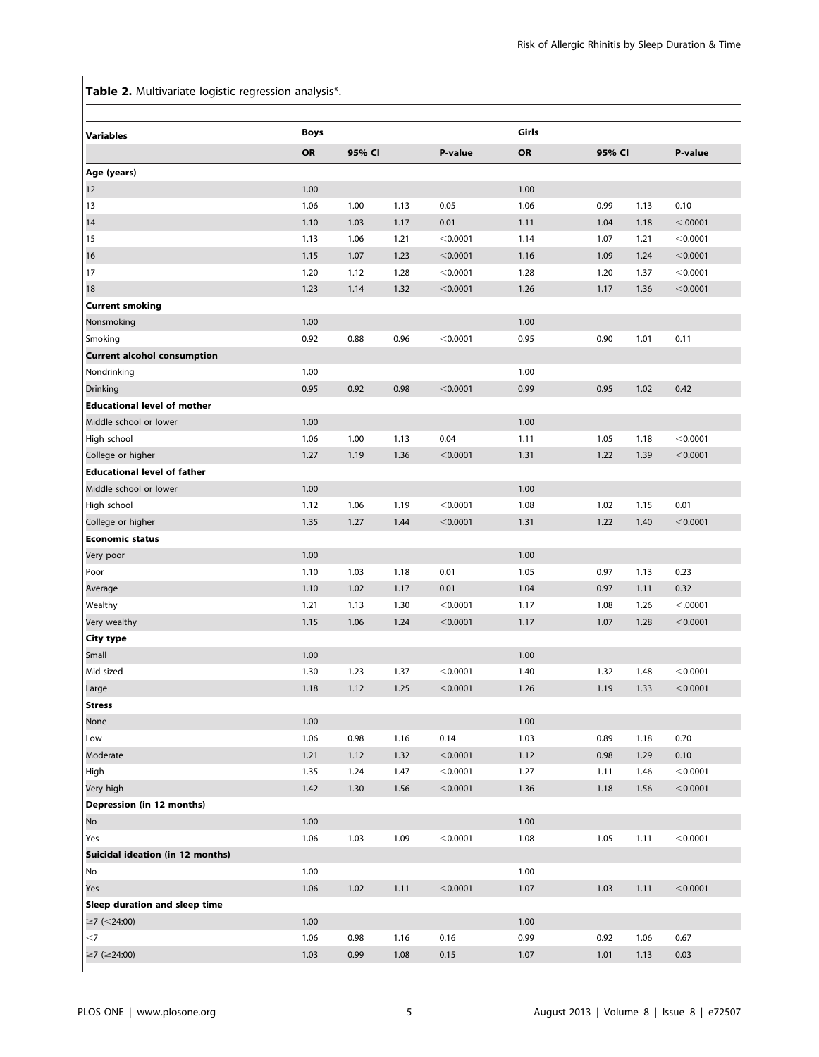**Table 2.** Multivariate logistic regression analysis*.

| Variables | Boys | | | | Girls | | | |
|---|---|---|---|---|---|---|---|---|
| | OR | 95% CI | | P-value | OR | 95% CI | | P-value |
| **Age (years)** | | | | | | | | |
| 12 | 1.00 | | | | 1.00 | | | |
| 13 | 1.06 | 1.00 | 1.13 | 0.05 | 1.06 | 0.99 | 1.13 | 0.10 |
| 14 | 1.10 | 1.03 | 1.17 | 0.01 | 1.11 | 1.04 | 1.18 | <.00001 |
| 15 | 1.13 | 1.06 | 1.21 | <0.0001 | 1.14 | 1.07 | 1.21 | <0.0001 |
| 16 | 1.15 | 1.07 | 1.23 | <0.0001 | 1.16 | 1.09 | 1.24 | <0.0001 |
| 17 | 1.20 | 1.12 | 1.28 | <0.0001 | 1.28 | 1.20 | 1.37 | <0.0001 |
| 18 | 1.23 | 1.14 | 1.32 | <0.0001 | 1.26 | 1.17 | 1.36 | <0.0001 |
| **Current smoking** | | | | | | | | |
| Nonsmoking | 1.00 | | | | 1.00 | | | |
| Smoking | 0.92 | 0.88 | 0.96 | <0.0001 | 0.95 | 0.90 | 1.01 | 0.11 |
| **Current alcohol consumption** | | | | | | | | |
| Nondrinking | 1.00 | | | | 1.00 | | | |
| Drinking | 0.95 | 0.92 | 0.98 | <0.0001 | 0.99 | 0.95 | 1.02 | 0.42 |
| **Educational level of mother** | | | | | | | | |
| Middle school or lower | 1.00 | | | | 1.00 | | | |
| High school | 1.06 | 1.00 | 1.13 | 0.04 | 1.11 | 1.05 | 1.18 | <0.0001 |
| College or higher | 1.27 | 1.19 | 1.36 | <0.0001 | 1.31 | 1.22 | 1.39 | <0.0001 |
| **Educational level of father** | | | | | | | | |
| Middle school or lower | 1.00 | | | | 1.00 | | | |
| High school | 1.12 | 1.06 | 1.19 | <0.0001 | 1.08 | 1.02 | 1.15 | 0.01 |
| College or higher | 1.35 | 1.27 | 1.44 | <0.0001 | 1.31 | 1.22 | 1.40 | <0.0001 |
| **Economic status** | | | | | | | | |
| Very poor | 1.00 | | | | 1.00 | | | |
| Poor | 1.10 | 1.03 | 1.18 | 0.01 | 1.05 | 0.97 | 1.13 | 0.23 |
| Average | 1.10 | 1.02 | 1.17 | 0.01 | 1.04 | 0.97 | 1.11 | 0.32 |
| Wealthy | 1.21 | 1.13 | 1.30 | <0.0001 | 1.17 | 1.08 | 1.26 | <.00001 |
| Very wealthy | 1.15 | 1.06 | 1.24 | <0.0001 | 1.17 | 1.07 | 1.28 | <0.0001 |
| **City type** | | | | | | | | |
| Small | 1.00 | | | | 1.00 | | | |
| Mid-sized | 1.30 | 1.23 | 1.37 | <0.0001 | 1.40 | 1.32 | 1.48 | <0.0001 |
| Large | 1.18 | 1.12 | 1.25 | <0.0001 | 1.26 | 1.19 | 1.33 | <0.0001 |
| **Stress** | | | | | | | | |
| None | 1.00 | | | | 1.00 | | | |
| Low | 1.06 | 0.98 | 1.16 | 0.14 | 1.03 | 0.89 | 1.18 | 0.70 |
| Moderate | 1.21 | 1.12 | 1.32 | <0.0001 | 1.12 | 0.98 | 1.29 | 0.10 |
| High | 1.35 | 1.24 | 1.47 | <0.0001 | 1.27 | 1.11 | 1.46 | <0.0001 |
| Very high | 1.42 | 1.30 | 1.56 | <0.0001 | 1.36 | 1.18 | 1.56 | <0.0001 |
| **Depression (in 12 months)** | | | | | | | | |
| No | 1.00 | | | | 1.00 | | | |
| Yes | 1.06 | 1.03 | 1.09 | <0.0001 | 1.08 | 1.05 | 1.11 | <0.0001 |
| **Suicidal ideation (in 12 months)** | | | | | | | | |
| No | 1.00 | | | | 1.00 | | | |
| Yes | 1.06 | 1.02 | 1.11 | <0.0001 | 1.07 | 1.03 | 1.11 | <0.0001 |
| **Sleep duration and sleep time** | | | | | | | | |
| ≥7 (<24:00) | 1.00 | | | | 1.00 | | | |
| <7 | 1.06 | 0.98 | 1.16 | 0.16 | 0.99 | 0.92 | 1.06 | 0.67 |
| ≥7 (≥24:00) | 1.03 | 0.99 | 1.08 | 0.15 | 1.07 | 1.01 | 1.13 | 0.03 |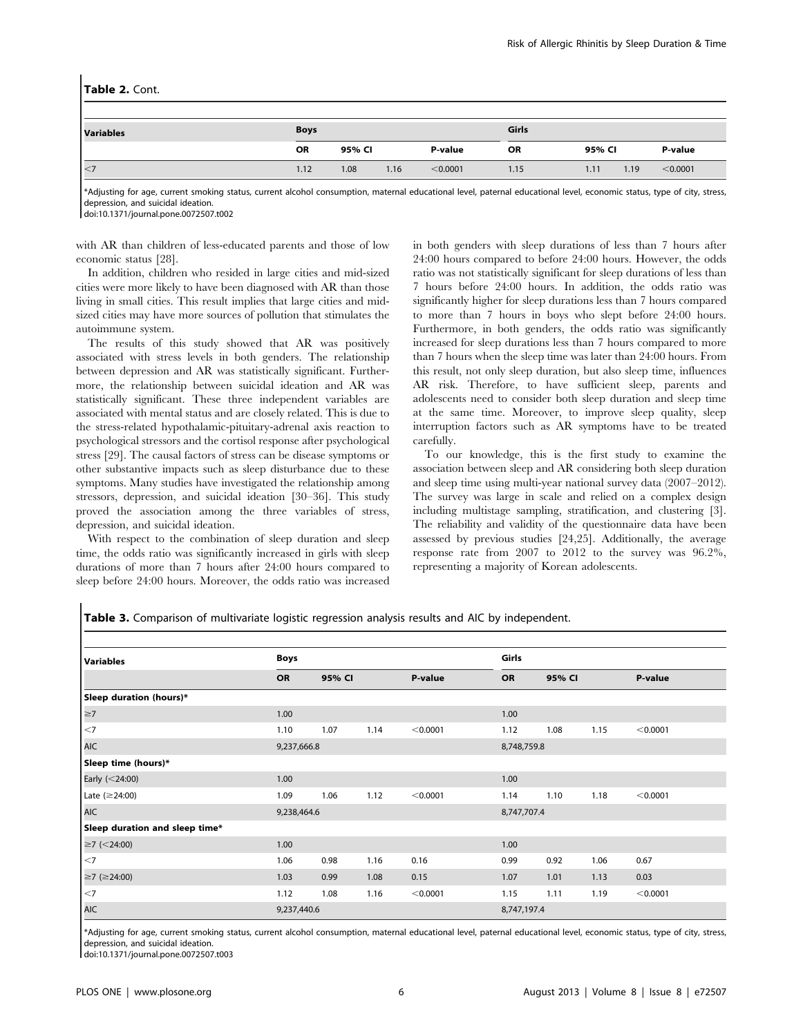**Table 2.** Cont.

| Variables | Boys | | | | Girls | | | |
|---|---|---|---|---|---|---|---|---|
| | OR | 95% CI | | P-value | OR | 95% CI | | P-value |
| <7 | 1.12 | 1.08 | 1.16 | <0.0001 | 1.15 | 1.11 | 1.19 | <0.0001 |

*Adjusting for age, current smoking status, current alcohol consumption, maternal educational level, paternal educational level, economic status, type of city, stress, depression, and suicidal ideation.
doi:10.1371/journal.pone.0072507.t002

with AR than children of less-educated parents and those of low economic status [28].

In addition, children who resided in large cities and mid-sized cities were more likely to have been diagnosed with AR than those living in small cities. This result implies that large cities and mid-sized cities may have more sources of pollution that stimulates the autoimmune system.

The results of this study showed that AR was positively associated with stress levels in both genders. The relationship between depression and AR was statistically significant. Furthermore, the relationship between suicidal ideation and AR was statistically significant. These three independent variables are associated with mental status and are closely related. This is due to the stress-related hypothalamic-pituitary-adrenal axis reaction to psychological stressors and the cortisol response after psychological stress [29]. The causal factors of stress can be disease symptoms or other substantive impacts such as sleep disturbance due to these symptoms. Many studies have investigated the relationship among stressors, depression, and suicidal ideation [30–36]. This study proved the association among the three variables of stress, depression, and suicidal ideation.

With respect to the combination of sleep duration and sleep time, the odds ratio was significantly increased in girls with sleep durations of more than 7 hours after 24:00 hours compared to sleep before 24:00 hours. Moreover, the odds ratio was increased in both genders with sleep durations of less than 7 hours after 24:00 hours compared to before 24:00 hours. However, the odds ratio was not statistically significant for sleep durations of less than 7 hours before 24:00 hours. In addition, the odds ratio was significantly higher for sleep durations less than 7 hours compared to more than 7 hours in boys who slept before 24:00 hours. Furthermore, in both genders, the odds ratio was significantly increased for sleep durations less than 7 hours compared to more than 7 hours when the sleep time was later than 24:00 hours. From this result, not only sleep duration, but also sleep time, influences AR risk. Therefore, to have sufficient sleep, parents and adolescents need to consider both sleep duration and sleep time at the same time. Moreover, to improve sleep quality, sleep interruption factors such as AR symptoms have to be treated carefully.

To our knowledge, this is the first study to examine the association between sleep and AR considering both sleep duration and sleep time using multi-year national survey data (2007–2012). The survey was large in scale and relied on a complex design including multistage sampling, stratification, and clustering [3]. The reliability and validity of the questionnaire data have been assessed by previous studies [24,25]. Additionally, the average response rate from 2007 to 2012 to the survey was 96.2%, representing a majority of Korean adolescents.

**Table 3.** Comparison of multivariate logistic regression analysis results and AIC by independent.

| Variables | Boys | | | | Girls | | | |
|---|---|---|---|---|---|---|---|---|
| | OR | 95% CI | | P-value | OR | 95% CI | | P-value |
| **Sleep duration (hours)*** | | | | | | | | |
| ≥7 | 1.00 | | | | 1.00 | | | |
| <7 | 1.10 | 1.07 | 1.14 | <0.0001 | 1.12 | 1.08 | 1.15 | <0.0001 |
| AIC | 9,237,666.8 | | | | 8,748,759.8 | | | |
| **Sleep time (hours)*** | | | | | | | | |
| Early (<24:00) | 1.00 | | | | 1.00 | | | |
| Late (≥24:00) | 1.09 | 1.06 | 1.12 | <0.0001 | 1.14 | 1.10 | 1.18 | <0.0001 |
| AIC | 9,238,464.6 | | | | 8,747,707.4 | | | |
| **Sleep duration and sleep time*** | | | | | | | | |
| ≥7 (<24:00) | 1.00 | | | | 1.00 | | | |
| <7 | 1.06 | 0.98 | 1.16 | 0.16 | 0.99 | 0.92 | 1.06 | 0.67 |
| ≥7 (≥24:00) | 1.03 | 0.99 | 1.08 | 0.15 | 1.07 | 1.01 | 1.13 | 0.03 |
| <7 | 1.12 | 1.08 | 1.16 | <0.0001 | 1.15 | 1.11 | 1.19 | <0.0001 |
| AIC | 9,237,440.6 | | | | 8,747,197.4 | | | |

*Adjusting for age, current smoking status, current alcohol consumption, maternal educational level, paternal educational level, economic status, type of city, stress, depression, and suicidal ideation.
doi:10.1371/journal.pone.0072507.t003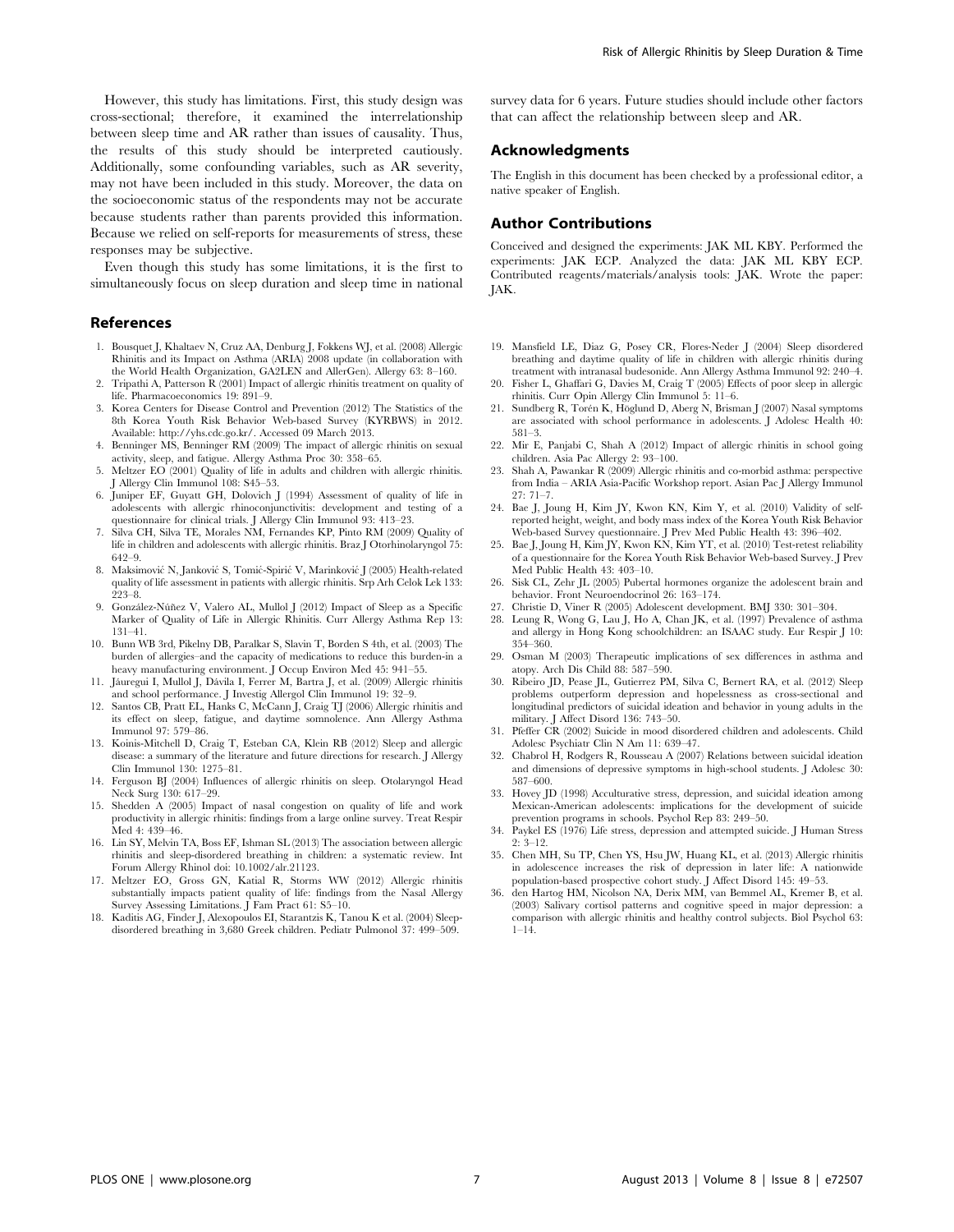However, this study has limitations. First, this study design was cross-sectional; therefore, it examined the interrelationship between sleep time and AR rather than issues of causality. Thus, the results of this study should be interpreted cautiously. Additionally, some confounding variables, such as AR severity, may not have been included in this study. Moreover, the data on the socioeconomic status of the respondents may not be accurate because students rather than parents provided this information. Because we relied on self-reports for measurements of stress, these responses may be subjective.

Even though this study has some limitations, it is the first to simultaneously focus on sleep duration and sleep time in national survey data for 6 years. Future studies should include other factors that can affect the relationship between sleep and AR.

## Acknowledgments

The English in this document has been checked by a professional editor, a native speaker of English.

## Author Contributions

Conceived and designed the experiments: JAK ML KBY. Performed the experiments: JAK ECP. Analyzed the data: JAK ML KBY ECP. Contributed reagents/materials/analysis tools: JAK. Wrote the paper: JAK.

## References

1. Bousquet J, Khaltaev N, Cruz AA, Denburg J, Fokkens WJ, et al. (2008) Allergic Rhinitis and its Impact on Asthma (ARIA) 2008 update (in collaboration with the World Health Organization, GA2LEN and AllerGen). Allergy 63: 8–160.
2. Tripathi A, Patterson R (2001) Impact of allergic rhinitis treatment on quality of life. Pharmacoeconomics 19: 891–9.
3. Korea Centers for Disease Control and Prevention (2012) The Statistics of the 8th Korea Youth Risk Behavior Web-based Survey (KYRBWS) in 2012. Available: http://yhs.cdc.go.kr/. Accessed 09 March 2013.
4. Benninger MS, Benninger RM (2009) The impact of allergic rhinitis on sexual activity, sleep, and fatigue. Allergy Asthma Proc 30: 358–65.
5. Meltzer EO (2001) Quality of life in adults and children with allergic rhinitis. J Allergy Clin Immunol 108: S45–53.
6. Juniper EF, Guyatt GH, Dolovich J (1994) Assessment of quality of life in adolescents with allergic rhinoconjunctivitis: development and testing of a questionnaire for clinical trials. J Allergy Clin Immunol 93: 413–23.
7. Silva CH, Silva TE, Morales NM, Fernandes KP, Pinto RM (2009) Quality of life in children and adolescents with allergic rhinitis. Braz J Otorhinolaryngol 75: 642–9.
8. Maksimović N, Janković S, Tomić-Spirić V, Marinković J (2005) Health-related quality of life assessment in patients with allergic rhinitis. Srp Arh Celok Lek 133: 223–8.
9. González-Núñez V, Valero AL, Mullol J (2012) Impact of Sleep as a Specific Marker of Quality of Life in Allergic Rhinitis. Curr Allergy Asthma Rep 13: 131–41.
10. Bunn WB 3rd, Pikelny DB, Paralkar S, Slavin T, Borden S 4th, et al. (2003) The burden of allergies–and the capacity of medications to reduce this burden-in a heavy manufacturing environment. J Occup Environ Med 45: 941–55.
11. Jáuregui I, Mullol J, Dávila I, Ferrer M, Bartra J, et al. (2009) Allergic rhinitis and school performance. J Investig Allergol Clin Immunol 19: 32–9.
12. Santos CB, Pratt EL, Hanks C, McCann J, Craig TJ (2006) Allergic rhinitis and its effect on sleep, fatigue, and daytime somnolence. Ann Allergy Asthma Immunol 97: 579–86.
13. Koinis-Mitchell D, Craig T, Esteban CA, Klein RB (2012) Sleep and allergic disease: a summary of the literature and future directions for research. J Allergy Clin Immunol 130: 1275–81.
14. Ferguson BJ (2004) Influences of allergic rhinitis on sleep. Otolaryngol Head Neck Surg 130: 617–29.
15. Shedden A (2005) Impact of nasal congestion on quality of life and work productivity in allergic rhinitis: findings from a large online survey. Treat Respir Med 4: 439–46.
16. Lin SY, Melvin TA, Boss EF, Ishman SL (2013) The association between allergic rhinitis and sleep-disordered breathing in children: a systematic review. Int Forum Allergy Rhinol doi: 10.1002/alr.21123.
17. Meltzer EO, Gross GN, Katial R, Storms WW (2012) Allergic rhinitis substantially impacts patient quality of life: findings from the Nasal Allergy Survey Assessing Limitations. J Fam Pract 61: S5–10.
18. Kaditis AG, Finder J, Alexopoulos EI, Starantzis K, Tanou K et al. (2004) Sleep-disordered breathing in 3,680 Greek children. Pediatr Pulmonol 37: 499–509.
19. Mansfield LE, Diaz G, Posey CR, Flores-Neder J (2004) Sleep disordered breathing and daytime quality of life in children with allergic rhinitis during treatment with intranasal budesonide. Ann Allergy Asthma Immunol 92: 240–4.
20. Fisher L, Ghaffari G, Davies M, Craig T (2005) Effects of poor sleep in allergic rhinitis. Curr Opin Allergy Clin Immunol 5: 11–6.
21. Sundberg R, Torén K, Höglund D, Aberg N, Brisman J (2007) Nasal symptoms are associated with school performance in adolescents. J Adolesc Health 40: 581–3.
22. Mir E, Panjabi C, Shah A (2012) Impact of allergic rhinitis in school going children. Asia Pac Allergy 2: 93–100.
23. Shah A, Pawankar R (2009) Allergic rhinitis and co-morbid asthma: perspective from India – ARIA Asia-Pacific Workshop report. Asian Pac J Allergy Immunol 27: 71–7.
24. Bae J, Joung H, Kim JY, Kwon KN, Kim Y, et al. (2010) Validity of self-reported height, weight, and body mass index of the Korea Youth Risk Behavior Web-based Survey questionnaire. J Prev Med Public Health 43: 396–402.
25. Bae J, Joung H, Kim JY, Kwon KN, Kim YT, et al. (2010) Test-retest reliability of a questionnaire for the Korea Youth Risk Behavior Web-based Survey. J Prev Med Public Health 43: 403–10.
26. Sisk CL, Zehr JL (2005) Pubertal hormones organize the adolescent brain and behavior. Front Neuroendocrinol 26: 163–174.
27. Christie D, Viner R (2005) Adolescent development. BMJ 330: 301–304.
28. Leung R, Wong G, Lau J, Ho A, Chan JK, et al. (1997) Prevalence of asthma and allergy in Hong Kong schoolchildren: an ISAAC study. Eur Respir J 10: 354–360.
29. Osman M (2003) Therapeutic implications of sex differences in asthma and atopy. Arch Dis Child 88: 587–590.
30. Ribeiro JD, Pease JL, Gutierrez PM, Silva C, Bernert RA, et al. (2012) Sleep problems outperform depression and hopelessness as cross-sectional and longitudinal predictors of suicidal ideation and behavior in young adults in the military. J Affect Disord 136: 743–50.
31. Pfeffer CR (2002) Suicide in mood disordered children and adolescents. Child Adolesc Psychiatr Clin N Am 11: 639–47.
32. Chabrol H, Rodgers R, Rousseau A (2007) Relations between suicidal ideation and dimensions of depressive symptoms in high-school students. J Adolesc 30: 587–600.
33. Hovey JD (1998) Acculturative stress, depression, and suicidal ideation among Mexican-American adolescents: implications for the development of suicide prevention programs in schools. Psychol Rep 83: 249–50.
34. Paykel ES (1976) Life stress, depression and attempted suicide. J Human Stress 2: 3–12.
35. Chen MH, Su TP, Chen YS, Hsu JW, Huang KL, et al. (2013) Allergic rhinitis in adolescence increases the risk of depression in later life: A nationwide population-based prospective cohort study. J Affect Disord 145: 49–53.
36. den Hartog HM, Nicolson NA, Derix MM, van Bemmel AL, Kremer B, et al. (2003) Salivary cortisol patterns and cognitive speed in major depression: a comparison with allergic rhinitis and healthy control subjects. Biol Psychol 63: 1–14.